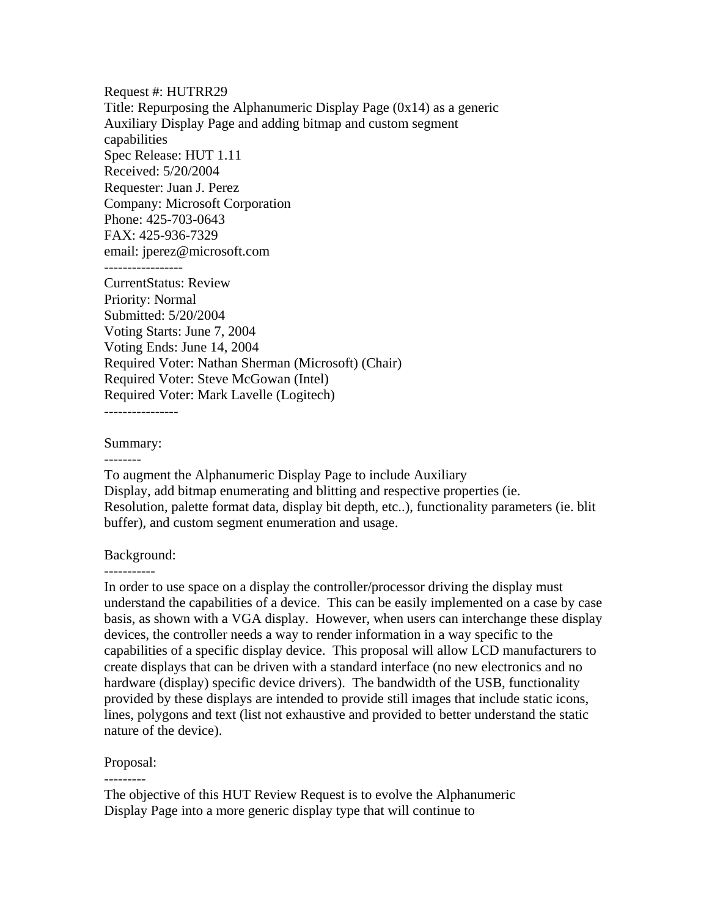Request #: HUTRR29
Title: Repurposing the Alphanumeric Display Page (0x14) as a generic Auxiliary Display Page and adding bitmap and custom segment capabilities
Spec Release: HUT 1.11
Received: 5/20/2004
Requester: Juan J. Perez
Company: Microsoft Corporation
Phone: 425-703-0643
FAX: 425-936-7329
email: jperez@microsoft.com

-----------------

CurrentStatus: Review
Priority: Normal
Submitted: 5/20/2004
Voting Starts: June 7, 2004
Voting Ends: June 14, 2004
Required Voter: Nathan Sherman (Microsoft) (Chair)
Required Voter: Steve McGowan (Intel)
Required Voter: Mark Lavelle (Logitech)

----------------

Summary:

--------

To augment the Alphanumeric Display Page to include Auxiliary Display, add bitmap enumerating and blitting and respective properties (ie. Resolution, palette format data, display bit depth, etc..), functionality parameters (ie. blit buffer), and custom segment enumeration and usage.

Background:

-----------

In order to use space on a display the controller/processor driving the display must understand the capabilities of a device. This can be easily implemented on a case by case basis, as shown with a VGA display. However, when users can interchange these display devices, the controller needs a way to render information in a way specific to the capabilities of a specific display device. This proposal will allow LCD manufacturers to create displays that can be driven with a standard interface (no new electronics and no hardware (display) specific device drivers). The bandwidth of the USB, functionality provided by these displays are intended to provide still images that include static icons, lines, polygons and text (list not exhaustive and provided to better understand the static nature of the device).

Proposal:

---------

The objective of this HUT Review Request is to evolve the Alphanumeric Display Page into a more generic display type that will continue to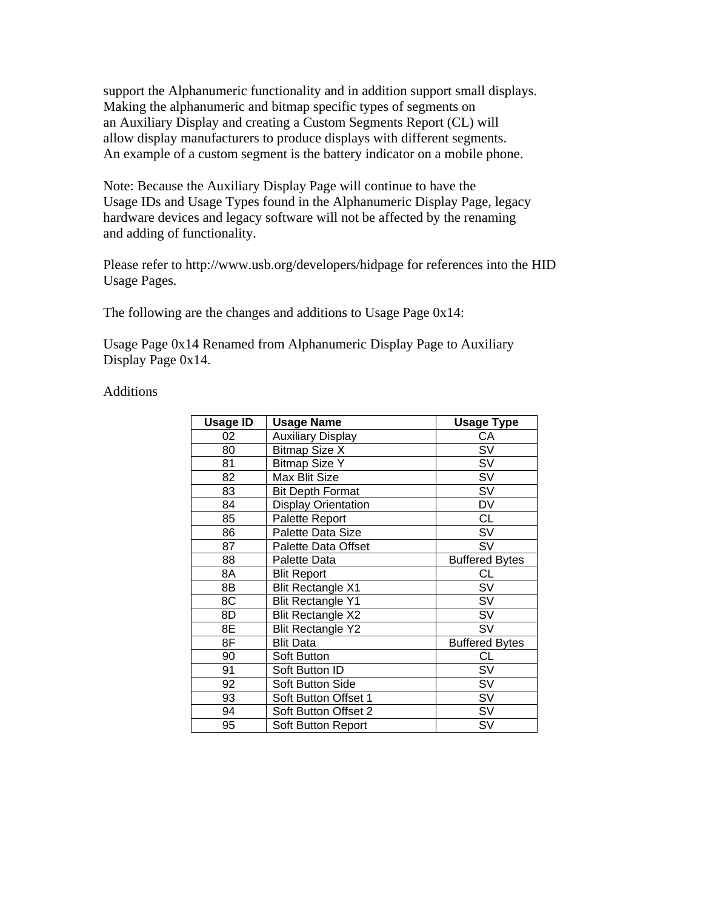support the Alphanumeric functionality and in addition support small displays. Making the alphanumeric and bitmap specific types of segments on an Auxiliary Display and creating a Custom Segments Report (CL) will allow display manufacturers to produce displays with different segments. An example of a custom segment is the battery indicator on a mobile phone.

Note: Because the Auxiliary Display Page will continue to have the Usage IDs and Usage Types found in the Alphanumeric Display Page, legacy hardware devices and legacy software will not be affected by the renaming and adding of functionality.

Please refer to http://www.usb.org/developers/hidpage for references into the HID Usage Pages.

The following are the changes and additions to Usage Page 0x14:

Usage Page 0x14 Renamed from Alphanumeric Display Page to Auxiliary Display Page 0x14.

Additions

| Usage ID | Usage Name | Usage Type |
|---|---|---|
| 02 | Auxiliary Display | CA |
| 80 | Bitmap Size X | SV |
| 81 | Bitmap Size Y | SV |
| 82 | Max Blit Size | SV |
| 83 | Bit Depth Format | SV |
| 84 | Display Orientation | DV |
| 85 | Palette Report | CL |
| 86 | Palette Data Size | SV |
| 87 | Palette Data Offset | SV |
| 88 | Palette Data | Buffered Bytes |
| 8A | Blit Report | CL |
| 8B | Blit Rectangle X1 | SV |
| 8C | Blit Rectangle Y1 | SV |
| 8D | Blit Rectangle X2 | SV |
| 8E | Blit Rectangle Y2 | SV |
| 8F | Blit Data | Buffered Bytes |
| 90 | Soft Button | CL |
| 91 | Soft Button ID | SV |
| 92 | Soft Button Side | SV |
| 93 | Soft Button Offset 1 | SV |
| 94 | Soft Button Offset 2 | SV |
| 95 | Soft Button Report | SV |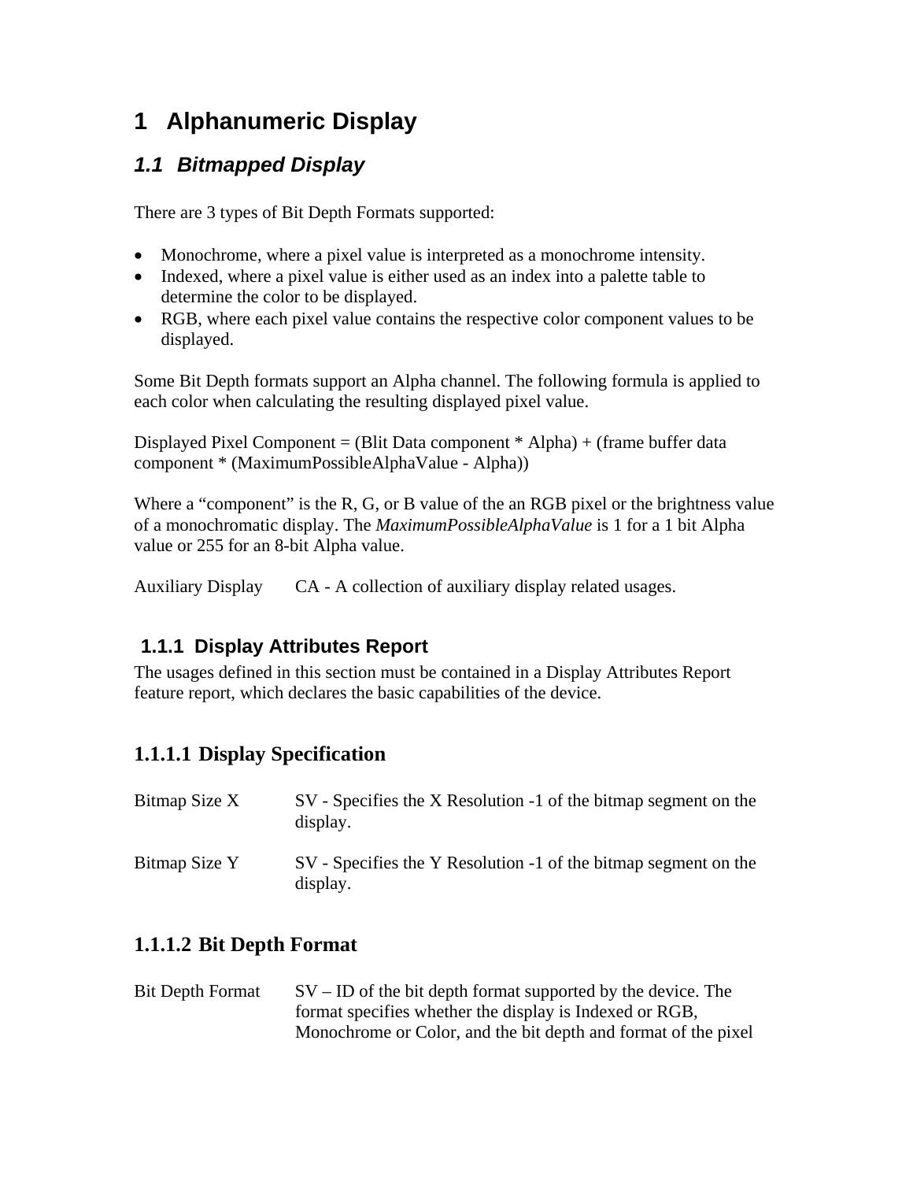# 1 Alphanumeric Display

## *1.1 Bitmapped Display*

There are 3 types of Bit Depth Formats supported:

- Monochrome, where a pixel value is interpreted as a monochrome intensity.
- Indexed, where a pixel value is either used as an index into a palette table to determine the color to be displayed.
- RGB, where each pixel value contains the respective color component values to be displayed.

Some Bit Depth formats support an Alpha channel. The following formula is applied to each color when calculating the resulting displayed pixel value.

Displayed Pixel Component = (Blit Data component * Alpha) + (frame buffer data component * (MaximumPossibleAlphaValue - Alpha))

Where a "component" is the R, G, or B value of the an RGB pixel or the brightness value of a monochromatic display. The *MaximumPossibleAlphaValue* is 1 for a 1 bit Alpha value or 255 for an 8-bit Alpha value.

Auxiliary Display CA - A collection of auxiliary display related usages.

### 1.1.1 Display Attributes Report

The usages defined in this section must be contained in a Display Attributes Report feature report, which declares the basic capabilities of the device.

#### 1.1.1.1 Display Specification

Bitmap Size X SV - Specifies the X Resolution -1 of the bitmap segment on the display.

Bitmap Size Y SV - Specifies the Y Resolution -1 of the bitmap segment on the display.

#### 1.1.1.2 Bit Depth Format

Bit Depth Format SV – ID of the bit depth format supported by the device. The format specifies whether the display is Indexed or RGB, Monochrome or Color, and the bit depth and format of the pixel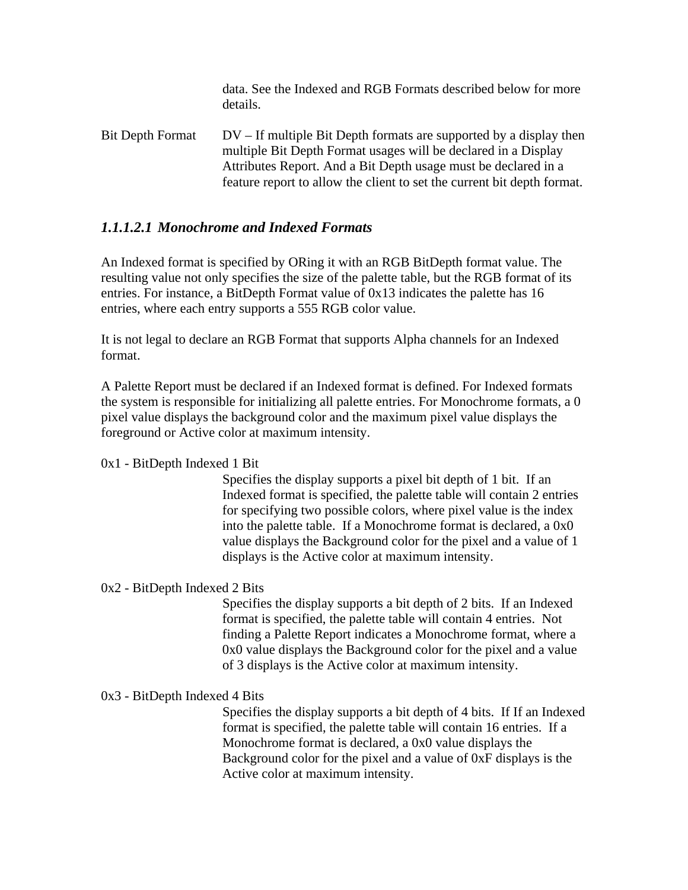data. See the Indexed and RGB Formats described below for more details.

Bit Depth Format DV – If multiple Bit Depth formats are supported by a display then multiple Bit Depth Format usages will be declared in a Display Attributes Report. And a Bit Depth usage must be declared in a feature report to allow the client to set the current bit depth format.

#### *1.1.1.2.1 Monochrome and Indexed Formats*

An Indexed format is specified by ORing it with an RGB BitDepth format value. The resulting value not only specifies the size of the palette table, but the RGB format of its entries. For instance, a BitDepth Format value of 0x13 indicates the palette has 16 entries, where each entry supports a 555 RGB color value.

It is not legal to declare an RGB Format that supports Alpha channels for an Indexed format.

A Palette Report must be declared if an Indexed format is defined. For Indexed formats the system is responsible for initializing all palette entries. For Monochrome formats, a 0 pixel value displays the background color and the maximum pixel value displays the foreground or Active color at maximum intensity.

0x1 - BitDepth Indexed 1 Bit

Specifies the display supports a pixel bit depth of 1 bit. If an Indexed format is specified, the palette table will contain 2 entries for specifying two possible colors, where pixel value is the index into the palette table. If a Monochrome format is declared, a 0x0 value displays the Background color for the pixel and a value of 1 displays is the Active color at maximum intensity.

0x2 - BitDepth Indexed 2 Bits

Specifies the display supports a bit depth of 2 bits. If an Indexed format is specified, the palette table will contain 4 entries. Not finding a Palette Report indicates a Monochrome format, where a 0x0 value displays the Background color for the pixel and a value of 3 displays is the Active color at maximum intensity.

0x3 - BitDepth Indexed 4 Bits

Specifies the display supports a bit depth of 4 bits. If If an Indexed format is specified, the palette table will contain 16 entries. If a Monochrome format is declared, a 0x0 value displays the Background color for the pixel and a value of 0xF displays is the Active color at maximum intensity.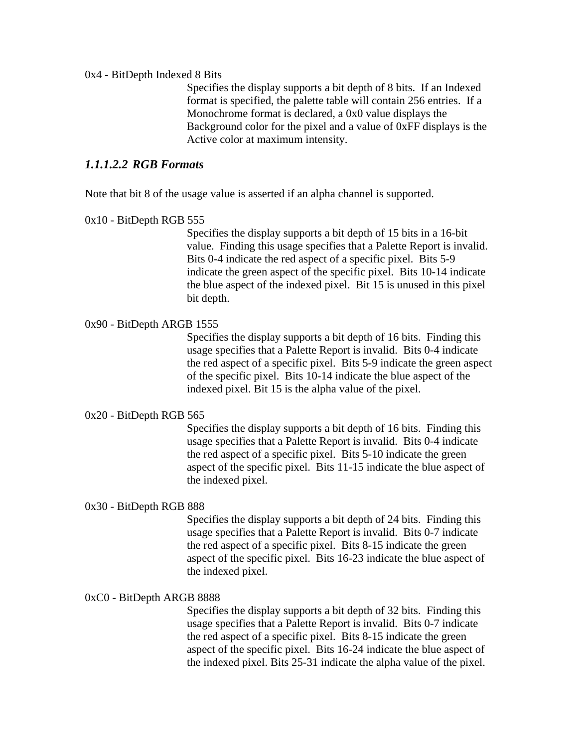0x4 - BitDepth Indexed 8 Bits

Specifies the display supports a bit depth of 8 bits. If an Indexed format is specified, the palette table will contain 256 entries. If a Monochrome format is declared, a 0x0 value displays the Background color for the pixel and a value of 0xFF displays is the Active color at maximum intensity.

#### *1.1.1.2.2 RGB Formats*

Note that bit 8 of the usage value is asserted if an alpha channel is supported.

0x10 - BitDepth RGB 555

Specifies the display supports a bit depth of 15 bits in a 16-bit value. Finding this usage specifies that a Palette Report is invalid. Bits 0-4 indicate the red aspect of a specific pixel. Bits 5-9 indicate the green aspect of the specific pixel. Bits 10-14 indicate the blue aspect of the indexed pixel. Bit 15 is unused in this pixel bit depth.

0x90 - BitDepth ARGB 1555

Specifies the display supports a bit depth of 16 bits. Finding this usage specifies that a Palette Report is invalid. Bits 0-4 indicate the red aspect of a specific pixel. Bits 5-9 indicate the green aspect of the specific pixel. Bits 10-14 indicate the blue aspect of the indexed pixel. Bit 15 is the alpha value of the pixel.

0x20 - BitDepth RGB 565

Specifies the display supports a bit depth of 16 bits. Finding this usage specifies that a Palette Report is invalid. Bits 0-4 indicate the red aspect of a specific pixel. Bits 5-10 indicate the green aspect of the specific pixel. Bits 11-15 indicate the blue aspect of the indexed pixel.

0x30 - BitDepth RGB 888

Specifies the display supports a bit depth of 24 bits. Finding this usage specifies that a Palette Report is invalid. Bits 0-7 indicate the red aspect of a specific pixel. Bits 8-15 indicate the green aspect of the specific pixel. Bits 16-23 indicate the blue aspect of the indexed pixel.

0xC0 - BitDepth ARGB 8888

Specifies the display supports a bit depth of 32 bits. Finding this usage specifies that a Palette Report is invalid. Bits 0-7 indicate the red aspect of a specific pixel. Bits 8-15 indicate the green aspect of the specific pixel. Bits 16-24 indicate the blue aspect of the indexed pixel. Bits 25-31 indicate the alpha value of the pixel.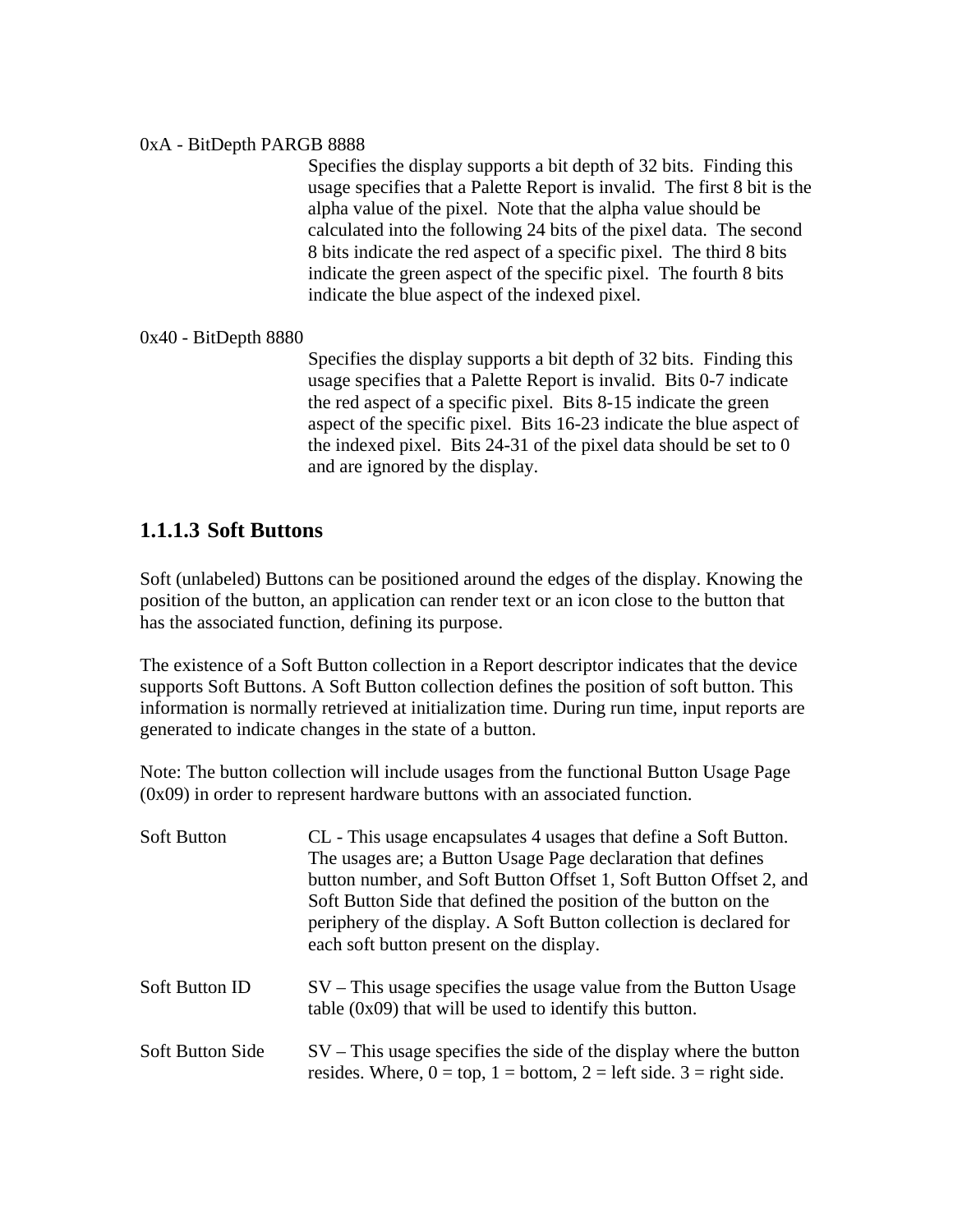0xA - BitDepth PARGB 8888

Specifies the display supports a bit depth of 32 bits.  Finding this usage specifies that a Palette Report is invalid.  The first 8 bit is the alpha value of the pixel.  Note that the alpha value should be calculated into the following 24 bits of the pixel data.  The second 8 bits indicate the red aspect of a specific pixel.  The third 8 bits indicate the green aspect of the specific pixel.  The fourth 8 bits indicate the blue aspect of the indexed pixel.

0x40 - BitDepth 8880

Specifies the display supports a bit depth of 32 bits.  Finding this usage specifies that a Palette Report is invalid.  Bits 0-7 indicate the red aspect of a specific pixel.  Bits 8-15 indicate the green aspect of the specific pixel.  Bits 16-23 indicate the blue aspect of the indexed pixel.  Bits 24-31 of the pixel data should be set to 0 and are ignored by the display.

### 1.1.1.3 Soft Buttons

Soft (unlabeled) Buttons can be positioned around the edges of the display. Knowing the position of the button, an application can render text or an icon close to the button that has the associated function, defining its purpose.

The existence of a Soft Button collection in a Report descriptor indicates that the device supports Soft Buttons. A Soft Button collection defines the position of soft button. This information is normally retrieved at initialization time. During run time, input reports are generated to indicate changes in the state of a button.

Note: The button collection will include usages from the functional Button Usage Page (0x09) in order to represent hardware buttons with an associated function.

Soft Button — CL - This usage encapsulates 4 usages that define a Soft Button. The usages are; a Button Usage Page declaration that defines button number, and Soft Button Offset 1, Soft Button Offset 2, and Soft Button Side that defined the position of the button on the periphery of the display. A Soft Button collection is declared for each soft button present on the display.

Soft Button ID — SV – This usage specifies the usage value from the Button Usage table (0x09) that will be used to identify this button.

Soft Button Side — SV – This usage specifies the side of the display where the button resides. Where, 0 = top, 1 = bottom, 2 = left side. 3 = right side.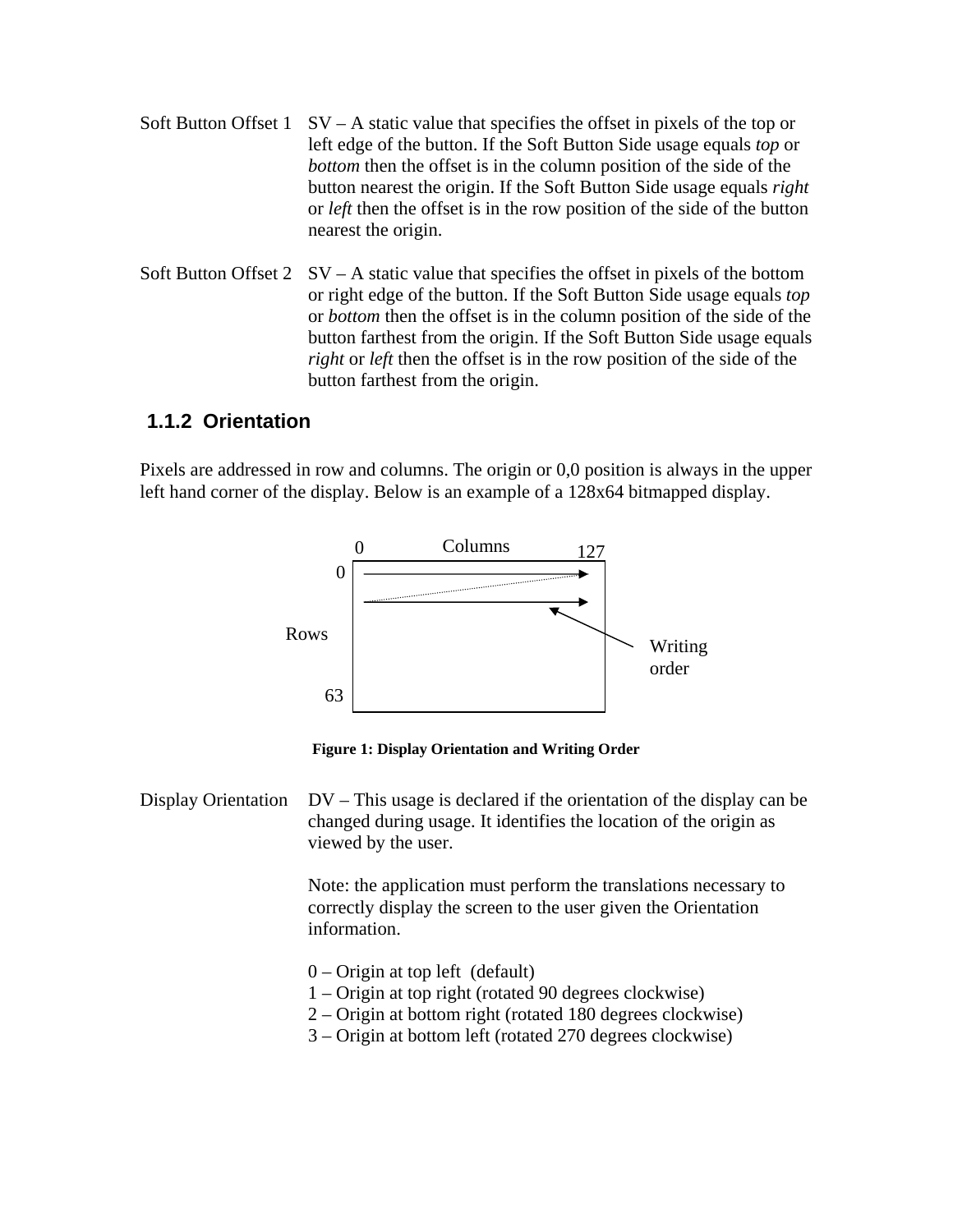Soft Button Offset 1 SV – A static value that specifies the offset in pixels of the top or left edge of the button. If the Soft Button Side usage equals *top* or *bottom* then the offset is in the column position of the side of the button nearest the origin. If the Soft Button Side usage equals *right* or *left* then the offset is in the row position of the side of the button nearest the origin.

Soft Button Offset 2 SV – A static value that specifies the offset in pixels of the bottom or right edge of the button. If the Soft Button Side usage equals *top* or *bottom* then the offset is in the column position of the side of the button farthest from the origin. If the Soft Button Side usage equals *right* or *left* then the offset is in the row position of the side of the button farthest from the origin.

### 1.1.2 Orientation

Pixels are addressed in row and columns. The origin or 0,0 position is always in the upper left hand corner of the display. Below is an example of a 128x64 bitmapped display.

**Figure 1: Display Orientation and Writing Order**

Display Orientation DV – This usage is declared if the orientation of the display can be changed during usage. It identifies the location of the origin as viewed by the user.

Note: the application must perform the translations necessary to correctly display the screen to the user given the Orientation information.

0 – Origin at top left (default)
1 – Origin at top right (rotated 90 degrees clockwise)
2 – Origin at bottom right (rotated 180 degrees clockwise)
3 – Origin at bottom left (rotated 270 degrees clockwise)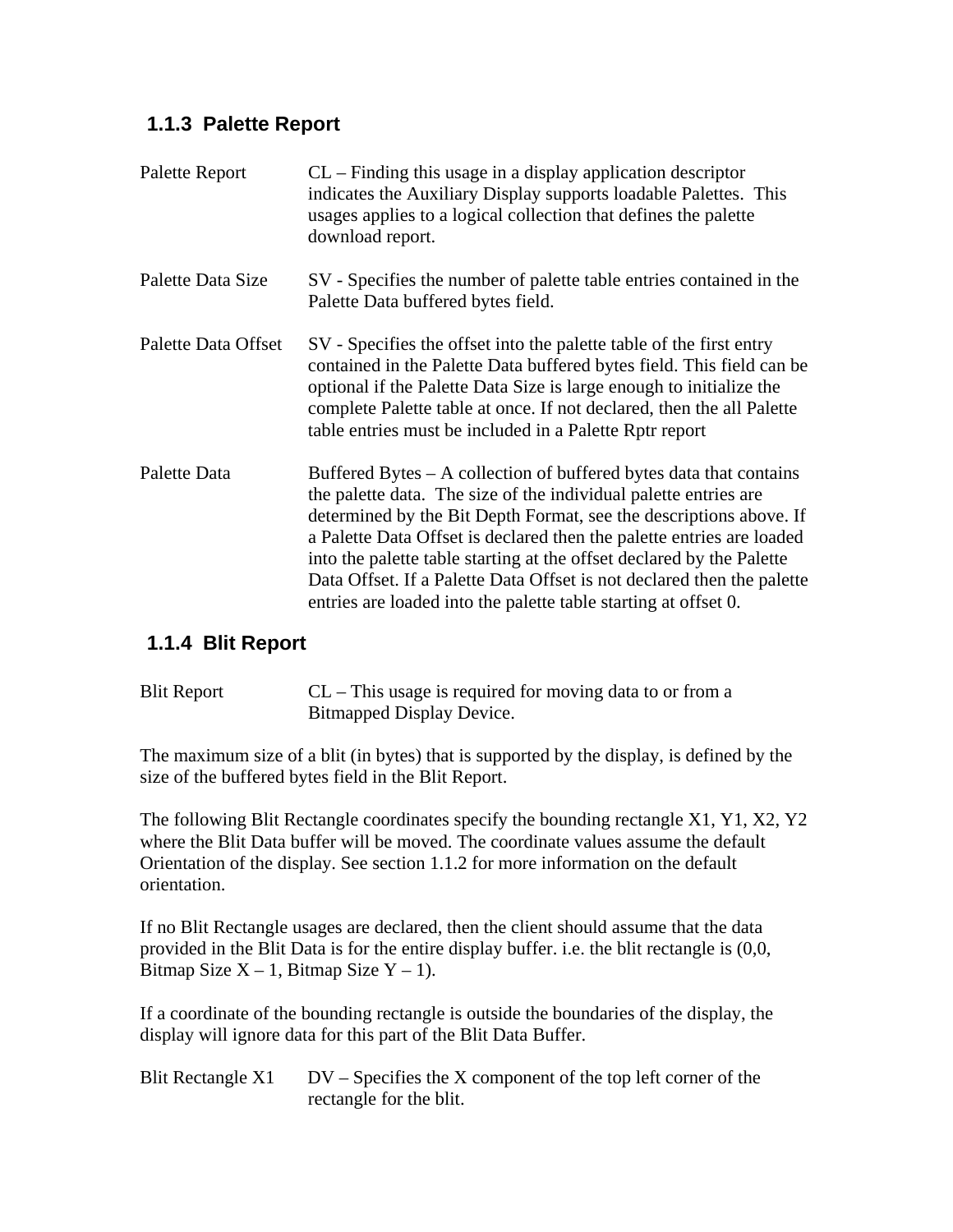### 1.1.3 Palette Report

Palette Report — CL – Finding this usage in a display application descriptor indicates the Auxiliary Display supports loadable Palettes. This usages applies to a logical collection that defines the palette download report.

Palette Data Size — SV - Specifies the number of palette table entries contained in the Palette Data buffered bytes field.

Palette Data Offset — SV - Specifies the offset into the palette table of the first entry contained in the Palette Data buffered bytes field. This field can be optional if the Palette Data Size is large enough to initialize the complete Palette table at once. If not declared, then the all Palette table entries must be included in a Palette Rptr report

Palette Data — Buffered Bytes – A collection of buffered bytes data that contains the palette data. The size of the individual palette entries are determined by the Bit Depth Format, see the descriptions above. If a Palette Data Offset is declared then the palette entries are loaded into the palette table starting at the offset declared by the Palette Data Offset. If a Palette Data Offset is not declared then the palette entries are loaded into the palette table starting at offset 0.

### 1.1.4 Blit Report

Blit Report — CL – This usage is required for moving data to or from a Bitmapped Display Device.

The maximum size of a blit (in bytes) that is supported by the display, is defined by the size of the buffered bytes field in the Blit Report.

The following Blit Rectangle coordinates specify the bounding rectangle X1, Y1, X2, Y2 where the Blit Data buffer will be moved. The coordinate values assume the default Orientation of the display. See section 1.1.2 for more information on the default orientation.

If no Blit Rectangle usages are declared, then the client should assume that the data provided in the Blit Data is for the entire display buffer. i.e. the blit rectangle is (0,0, Bitmap Size X – 1, Bitmap Size Y – 1).

If a coordinate of the bounding rectangle is outside the boundaries of the display, the display will ignore data for this part of the Blit Data Buffer.

Blit Rectangle X1 — DV – Specifies the X component of the top left corner of the rectangle for the blit.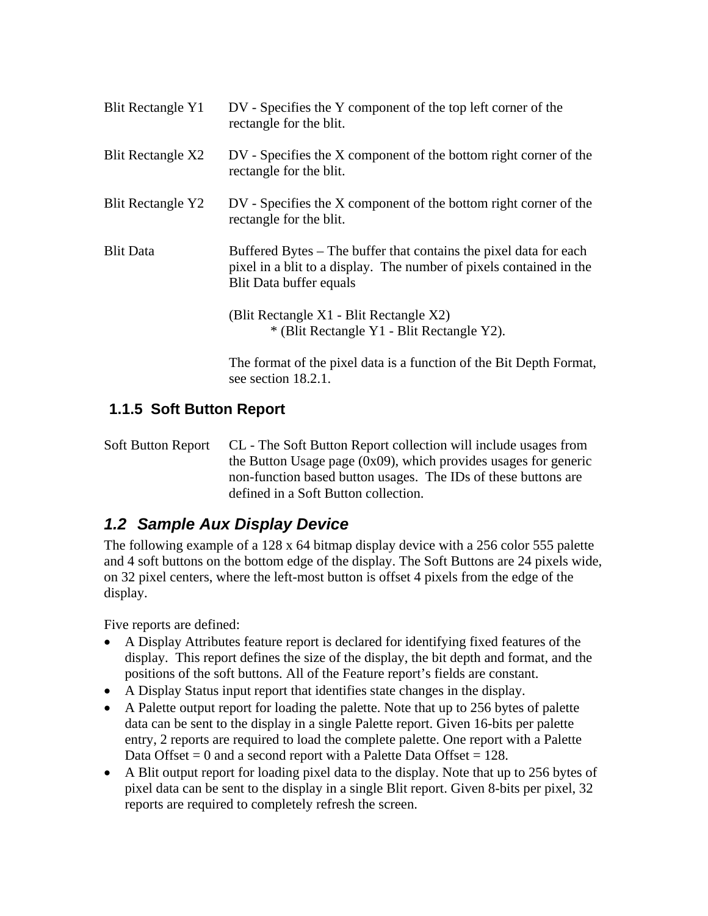| | |
|---|---|
| Blit Rectangle Y1 | DV - Specifies the Y component of the top left corner of the rectangle for the blit. |
| Blit Rectangle X2 | DV - Specifies the X component of the bottom right corner of the rectangle for the blit. |
| Blit Rectangle Y2 | DV - Specifies the X component of the bottom right corner of the rectangle for the blit. |
| Blit Data | Buffered Bytes – The buffer that contains the pixel data for each pixel in a blit to a display. The number of pixels contained in the Blit Data buffer equals<br><br>(Blit Rectangle X1 - Blit Rectangle X2) * (Blit Rectangle Y1 - Blit Rectangle Y2).<br><br>The format of the pixel data is a function of the Bit Depth Format, see section 18.2.1. |

### 1.1.5 Soft Button Report

| | |
|---|---|
| Soft Button Report | CL - The Soft Button Report collection will include usages from the Button Usage page (0x09), which provides usages for generic non-function based button usages. The IDs of these buttons are defined in a Soft Button collection. |

## *1.2 Sample Aux Display Device*

The following example of a 128 x 64 bitmap display device with a 256 color 555 palette and 4 soft buttons on the bottom edge of the display. The Soft Buttons are 24 pixels wide, on 32 pixel centers, where the left-most button is offset 4 pixels from the edge of the display.

Five reports are defined:

- A Display Attributes feature report is declared for identifying fixed features of the display. This report defines the size of the display, the bit depth and format, and the positions of the soft buttons. All of the Feature report's fields are constant.
- A Display Status input report that identifies state changes in the display.
- A Palette output report for loading the palette. Note that up to 256 bytes of palette data can be sent to the display in a single Palette report. Given 16-bits per palette entry, 2 reports are required to load the complete palette. One report with a Palette Data Offset = 0 and a second report with a Palette Data Offset = 128.
- A Blit output report for loading pixel data to the display. Note that up to 256 bytes of pixel data can be sent to the display in a single Blit report. Given 8-bits per pixel, 32 reports are required to completely refresh the screen.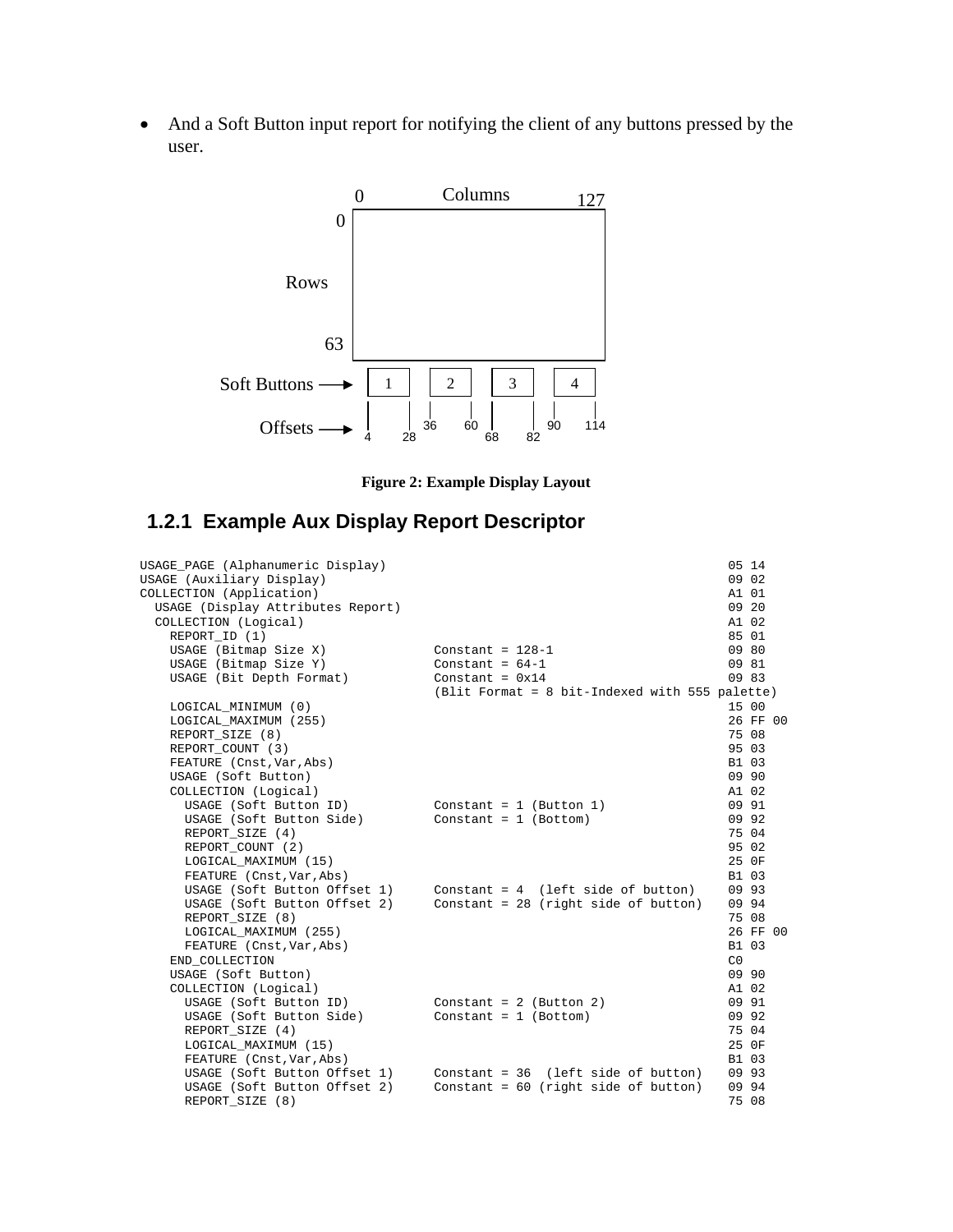- And a Soft Button input report for notifying the client of any buttons pressed by the user.

**Figure 2: Example Display Layout**

## 1.2.1 Example Aux Display Report Descriptor

```
USAGE_PAGE (Alphanumeric Display)                                         05 14
USAGE (Auxiliary Display)                                                 09 02
COLLECTION (Application)                                                  A1 01
  USAGE (Display Attributes Report)                                       09 20
  COLLECTION (Logical)                                                    A1 02
    REPORT_ID (1)                                                         85 01
    USAGE (Bitmap Size X)          Constant = 128-1                       09 80
    USAGE (Bitmap Size Y)          Constant = 64-1                        09 81
    USAGE (Bit Depth Format)       Constant = 0x14                        09 83
                                   (Blit Format = 8 bit-Indexed with 555 palette)
    LOGICAL_MINIMUM (0)                                                   15 00
    LOGICAL_MAXIMUM (255)                                                 26 FF 00
    REPORT_SIZE (8)                                                       75 08
    REPORT_COUNT (3)                                                      95 03
    FEATURE (Cnst,Var,Abs)                                                B1 03
    USAGE (Soft Button)                                                   09 90
    COLLECTION (Logical)                                                  A1 02
      USAGE (Soft Button ID)       Constant = 1 (Button 1)                09 91
      USAGE (Soft Button Side)     Constant = 1 (Bottom)                  09 92
      REPORT_SIZE (4)                                                     75 04
      REPORT_COUNT (2)                                                    95 02
      LOGICAL_MAXIMUM (15)                                                25 0F
      FEATURE (Cnst,Var,Abs)                                              B1 03
      USAGE (Soft Button Offset 1)   Constant = 4  (left side of button)  09 93
      USAGE (Soft Button Offset 2)   Constant = 28 (right side of button) 09 94
      REPORT_SIZE (8)                                                     75 08
      LOGICAL_MAXIMUM (255)                                               26 FF 00
      FEATURE (Cnst,Var,Abs)                                              B1 03
    END_COLLECTION                                                        C0
    USAGE (Soft Button)                                                   09 90
    COLLECTION (Logical)                                                  A1 02
      USAGE (Soft Button ID)       Constant = 2 (Button 2)                09 91
      USAGE (Soft Button Side)     Constant = 1 (Bottom)                  09 92
      REPORT_SIZE (4)                                                     75 04
      LOGICAL_MAXIMUM (15)                                                25 0F
      FEATURE (Cnst,Var,Abs)                                              B1 03
      USAGE (Soft Button Offset 1)   Constant = 36  (left side of button) 09 93
      USAGE (Soft Button Offset 2)   Constant = 60 (right side of button) 09 94
      REPORT_SIZE (8)                                                     75 08
```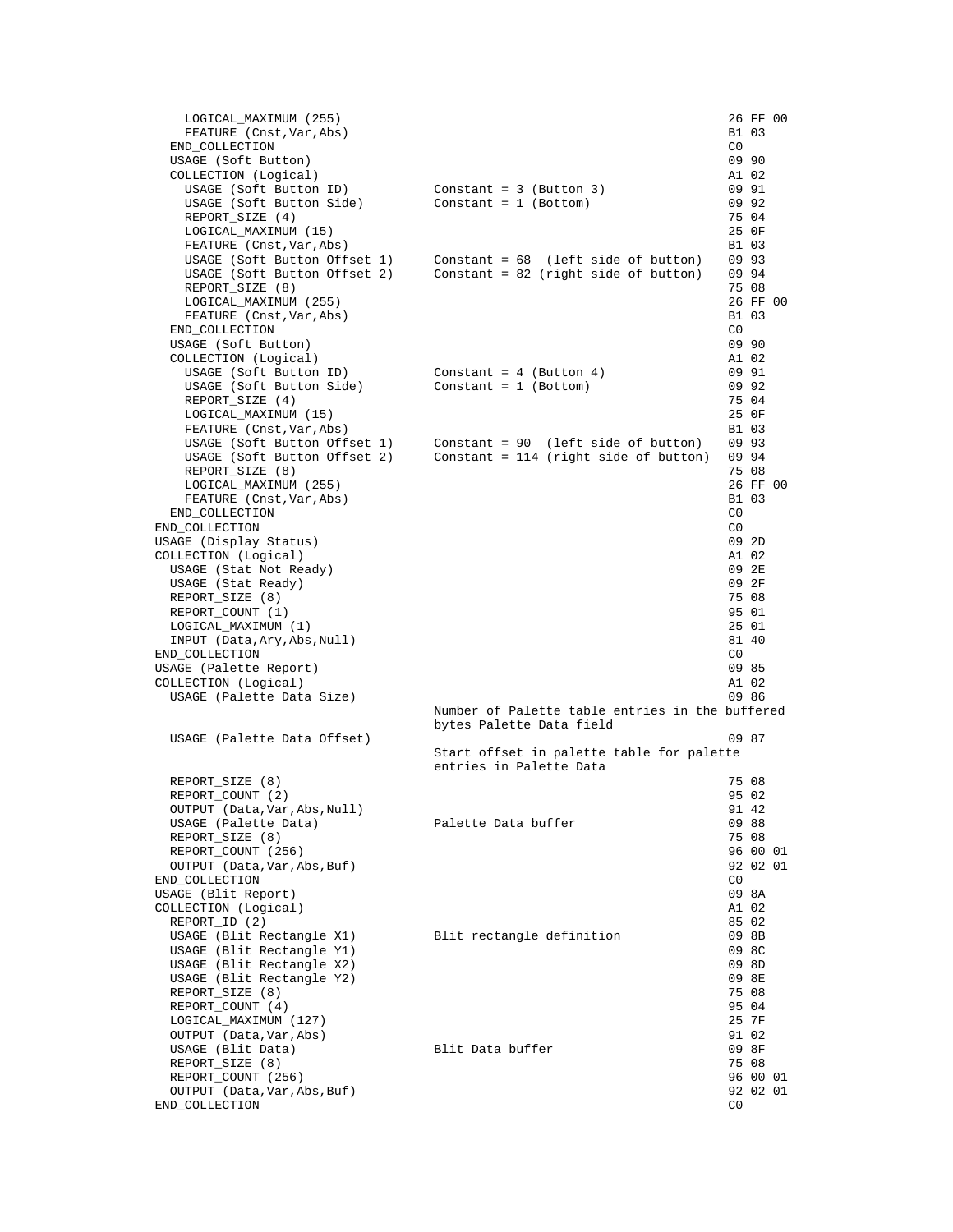```
    LOGICAL_MAXIMUM (255)                                                26 FF 00
    FEATURE (Cnst,Var,Abs)                                               B1 03
  END_COLLECTION                                                         C0
  USAGE (Soft Button)                                                    09 90
  COLLECTION (Logical)                                                   A1 02
    USAGE (Soft Button ID)          Constant = 3 (Button 3)              09 91
    USAGE (Soft Button Side)        Constant = 1 (Bottom)                09 92
    REPORT_SIZE (4)                                                      75 04
    LOGICAL_MAXIMUM (15)                                                 25 0F
    FEATURE (Cnst,Var,Abs)                                               B1 03
    USAGE (Soft Button Offset 1)    Constant = 68  (left side of button)    09 93
    USAGE (Soft Button Offset 2)    Constant = 82 (right side of button)    09 94
    REPORT_SIZE (8)                                                      75 08
    LOGICAL_MAXIMUM (255)                                                26 FF 00
    FEATURE (Cnst,Var,Abs)                                               B1 03
  END_COLLECTION                                                         C0
  USAGE (Soft Button)                                                    09 90
  COLLECTION (Logical)                                                   A1 02
    USAGE (Soft Button ID)          Constant = 4 (Button 4)              09 91
    USAGE (Soft Button Side)        Constant = 1 (Bottom)                09 92
    REPORT_SIZE (4)                                                      75 04
    LOGICAL_MAXIMUM (15)                                                 25 0F
    FEATURE (Cnst,Var,Abs)                                               B1 03
    USAGE (Soft Button Offset 1)    Constant = 90  (left side of button)    09 93
    USAGE (Soft Button Offset 2)    Constant = 114 (right side of button)   09 94
    REPORT_SIZE (8)                                                      75 08
    LOGICAL_MAXIMUM (255)                                                26 FF 00
    FEATURE (Cnst,Var,Abs)                                               B1 03
  END_COLLECTION                                                         C0
END_COLLECTION                                                           C0
USAGE (Display Status)                                                   09 2D
COLLECTION (Logical)                                                     A1 02
  USAGE (Stat Not Ready)                                                 09 2E
  USAGE (Stat Ready)                                                     09 2F
  REPORT_SIZE (8)                                                        75 08
  REPORT_COUNT (1)                                                       95 01
  LOGICAL_MAXIMUM (1)                                                    25 01
  INPUT (Data,Ary,Abs,Null)                                              81 40
END_COLLECTION                                                           C0
USAGE (Palette Report)                                                   09 85
COLLECTION (Logical)                                                     A1 02
  USAGE (Palette Data Size)                                              09 86
                                    Number of Palette table entries in the buffered
                                    bytes Palette Data field
  USAGE (Palette Data Offset)                                            09 87
                                    Start offset in palette table for palette
                                    entries in Palette Data
  REPORT_SIZE (8)                                                        75 08
  REPORT_COUNT (2)                                                       95 02
  OUTPUT (Data,Var,Abs,Null)                                             91 42
  USAGE (Palette Data)              Palette Data buffer                  09 88
  REPORT_SIZE (8)                                                        75 08
  REPORT_COUNT (256)                                                     96 00 01
  OUTPUT (Data,Var,Abs,Buf)                                              92 02 01
END_COLLECTION                                                           C0
USAGE (Blit Report)                                                      09 8A
COLLECTION (Logical)                                                     A1 02
  REPORT_ID (2)                                                          85 02
  USAGE (Blit Rectangle X1)         Blit rectangle definition            09 8B
  USAGE (Blit Rectangle Y1)                                              09 8C
  USAGE (Blit Rectangle X2)                                              09 8D
  USAGE (Blit Rectangle Y2)                                              09 8E
  REPORT_SIZE (8)                                                        75 08
  REPORT_COUNT (4)                                                       95 04
  LOGICAL_MAXIMUM (127)                                                  25 7F
  OUTPUT (Data,Var,Abs)                                                  91 02
  USAGE (Blit Data)                 Blit Data buffer                     09 8F
  REPORT_SIZE (8)                                                        75 08
  REPORT_COUNT (256)                                                     96 00 01
  OUTPUT (Data,Var,Abs,Buf)                                              92 02 01
END_COLLECTION                                                           C0
```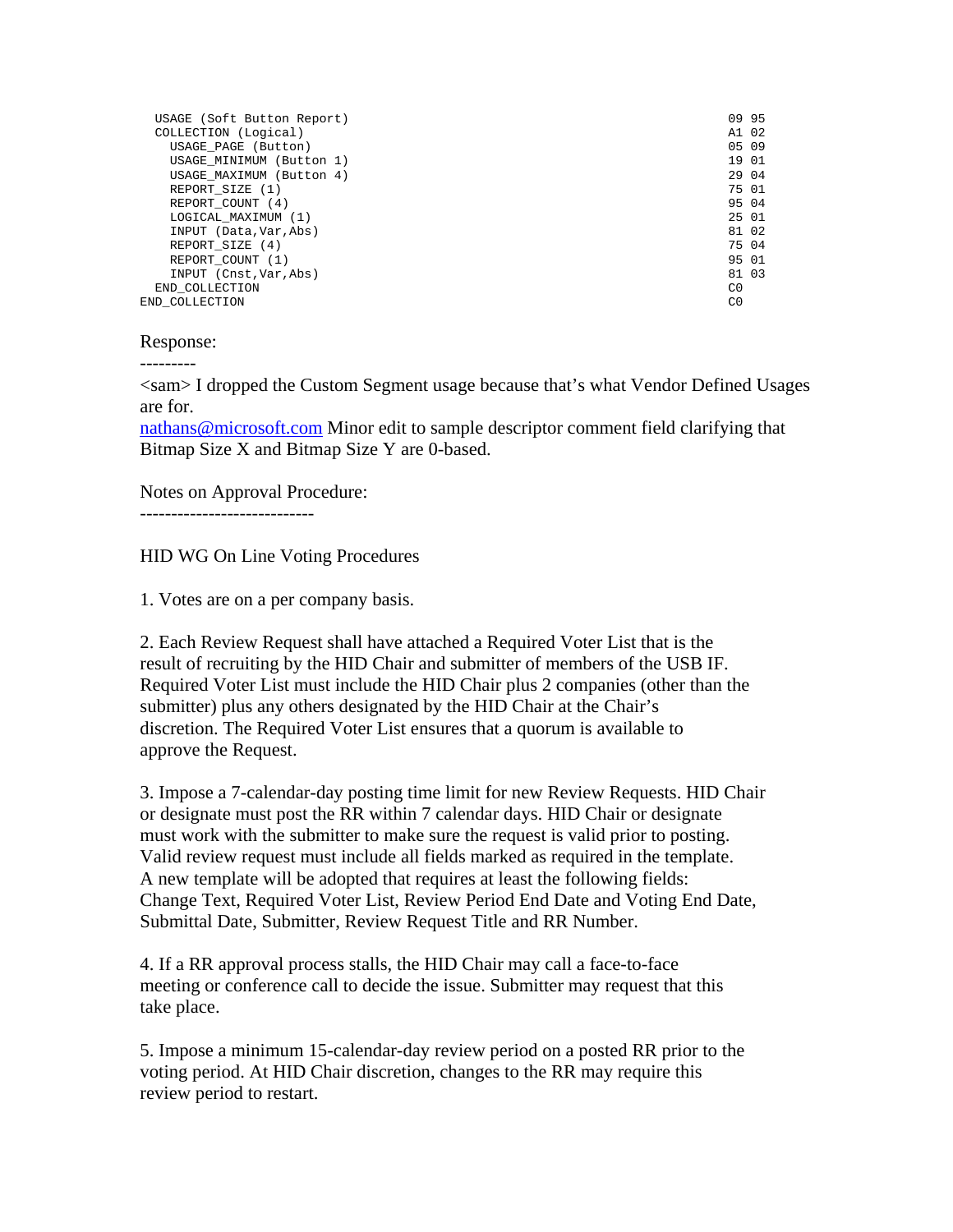```
  USAGE (Soft Button Report)                                         09 95
  COLLECTION (Logical)                                               A1 02
    USAGE_PAGE (Button)                                              05 09
    USAGE_MINIMUM (Button 1)                                         19 01
    USAGE_MAXIMUM (Button 4)                                         29 04
    REPORT_SIZE (1)                                                  75 01
    REPORT_COUNT (4)                                                 95 04
    LOGICAL_MAXIMUM (1)                                              25 01
    INPUT (Data,Var,Abs)                                             81 02
    REPORT_SIZE (4)                                                  75 04
    REPORT_COUNT (1)                                                 95 01
    INPUT (Cnst,Var,Abs)                                             81 03
  END_COLLECTION                                                     C0
END_COLLECTION                                                       C0
```

Response:
---------

<sam> I dropped the Custom Segment usage because that's what Vendor Defined Usages are for.

nathans@microsoft.com Minor edit to sample descriptor comment field clarifying that Bitmap Size X and Bitmap Size Y are 0-based.

Notes on Approval Procedure:
----------------------------

HID WG On Line Voting Procedures

1. Votes are on a per company basis.

2. Each Review Request shall have attached a Required Voter List that is the result of recruiting by the HID Chair and submitter of members of the USB IF. Required Voter List must include the HID Chair plus 2 companies (other than the submitter) plus any others designated by the HID Chair at the Chair's discretion. The Required Voter List ensures that a quorum is available to approve the Request.

3. Impose a 7-calendar-day posting time limit for new Review Requests. HID Chair or designate must post the RR within 7 calendar days. HID Chair or designate must work with the submitter to make sure the request is valid prior to posting. Valid review request must include all fields marked as required in the template. A new template will be adopted that requires at least the following fields: Change Text, Required Voter List, Review Period End Date and Voting End Date, Submittal Date, Submitter, Review Request Title and RR Number.

4. If a RR approval process stalls, the HID Chair may call a face-to-face meeting or conference call to decide the issue. Submitter may request that this take place.

5. Impose a minimum 15-calendar-day review period on a posted RR prior to the voting period. At HID Chair discretion, changes to the RR may require this review period to restart.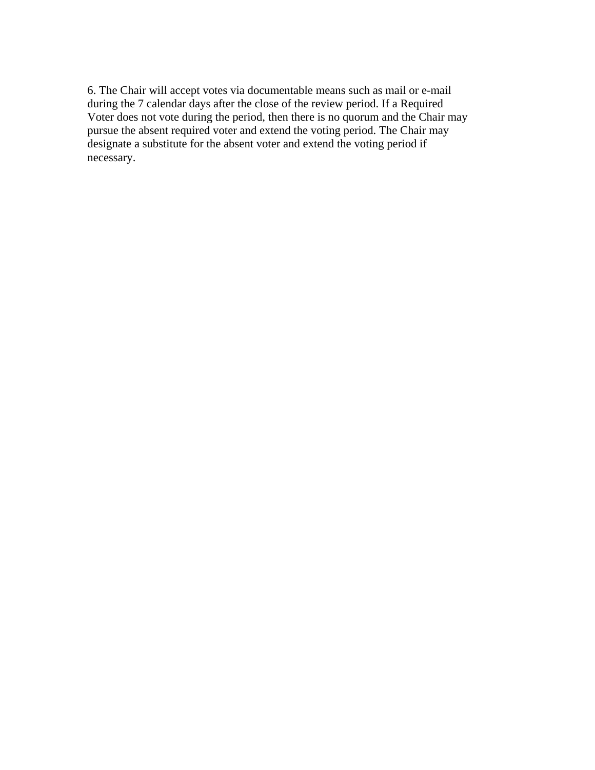6. The Chair will accept votes via documentable means such as mail or e-mail during the 7 calendar days after the close of the review period. If a Required Voter does not vote during the period, then there is no quorum and the Chair may pursue the absent required voter and extend the voting period. The Chair may designate a substitute for the absent voter and extend the voting period if necessary.